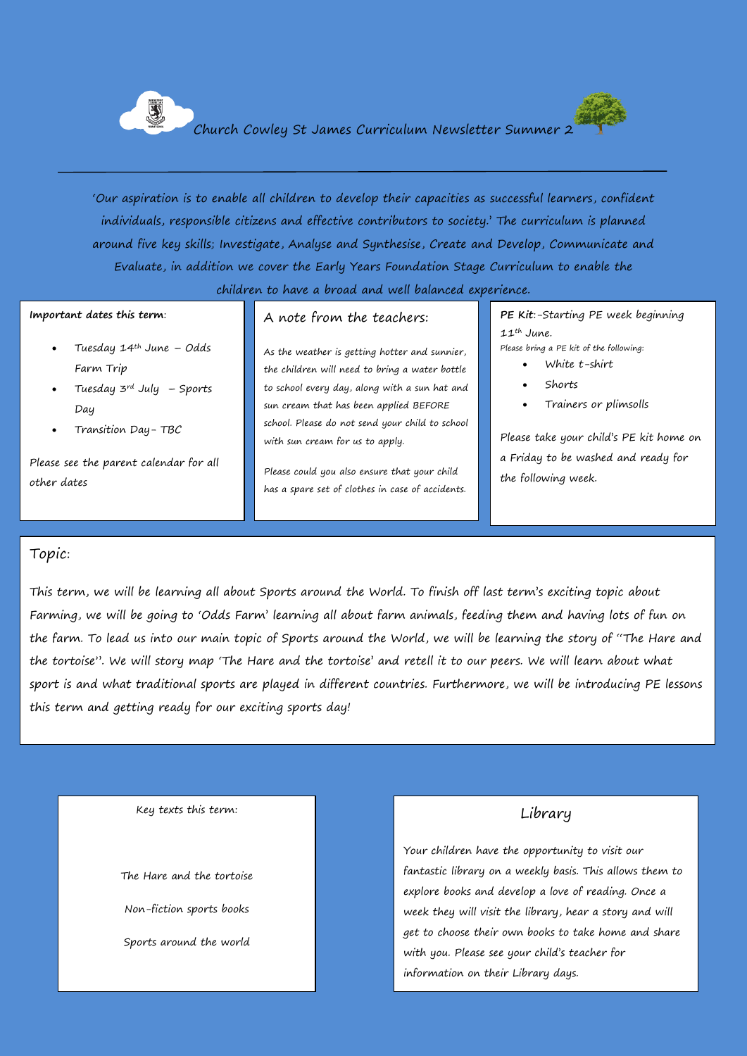# Church Cowley St James Curriculum Newsletter Summer 2

'Our aspiration is to enable all children to develop their capacities as successful learners, confident individuals, responsible citizens and effective contributors to society.' The curriculum is planned around five key skills; Investigate, Analyse and Synthesise, Create and Develop, Communicate and Evaluate, in addition we cover the Early Years Foundation Stage Curriculum to enable the children to have a broad and well balanced experience.

**Important dates this term**:

- Tuesday 14th June – Odds Farm Trip
- Tuesday 3rd July – Sports Day
- Transition Day- TBC

Please see the parent calendar for all other dates

## A note from the teachers:

As the weather is getting hotter and sunnier, the children will need to bring a water bottle to school every day, along with a sun hat and sun cream that has been applied BEFORE school. Please do not send your child to school with sun cream for us to apply.

Please could you also ensure that your child has a spare set of clothes in case of accidents.

**PE Kit**:-Starting PE week beginning 11th June.

Please bring a PE kit of the following:

- White t-shirt
- Shorts
- Trainers or plimsolls

Please take your child's PE kit home on a Friday to be washed and ready for the following week.

## Topic:

This term, we will be learning all about Sports around the World. To finish off last term's exciting topic about Farming, we will be going to 'Odds Farm' learning all about farm animals, feeding them and having lots of fun on the farm. To lead us into our main topic of Sports around the World, we will be learning the story of "The Hare and the tortoise". We will story map 'The Hare and the tortoise' and retell it to our peers. We will learn about what sport is and what traditional sports are played in different countries. Furthermore, we will be introducing PE lessons this term and getting ready for our exciting sports day!

Key texts this term:

The Hare and the tortoise

Non-fiction sports books

Sports around the world

## Library

Your children have the opportunity to visit our fantastic library on a weekly basis. This allows them to explore books and develop a love of reading. Once a week they will visit the library, hear a story and will get to choose their own books to take home and share with you. Please see your child's teacher for information on their Library days.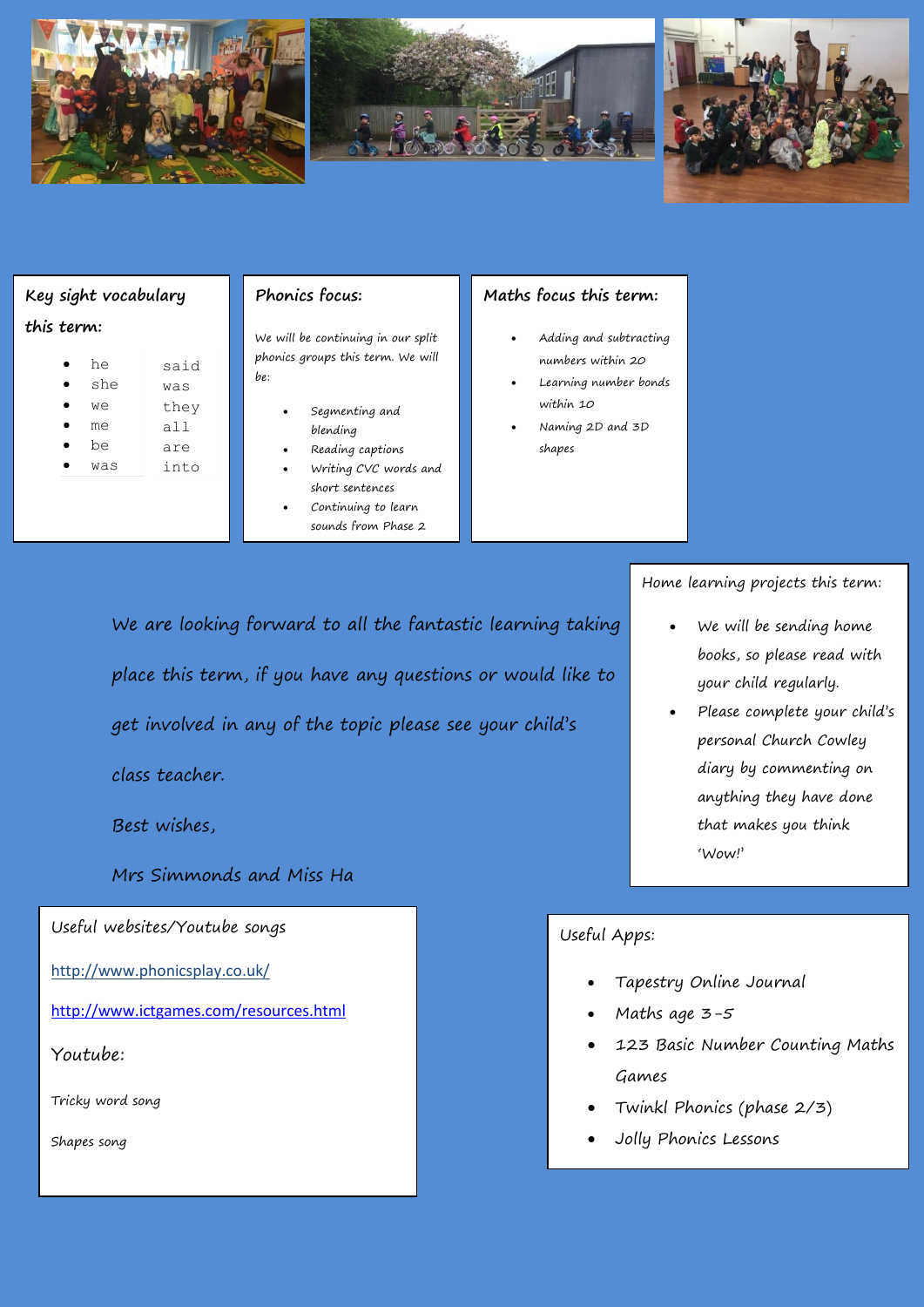## Key sight vocabulary this term:

- he
- she
- we
- me
- be
- was

said
was
they
all
are
into

## Phonics focus:

We will be continuing in our split phonics groups this term. We will be:

- Segmenting and blending
- Reading captions
- Writing CVC words and short sentences
- Continuing to learn sounds from Phase 2

## Maths focus this term:

- Adding and subtracting numbers within 20
- Learning number bonds within 10
- Naming 2D and 3D shapes

We are looking forward to all the fantastic learning taking place this term, if you have any questions or would like to get involved in any of the topic please see your child's class teacher.

Best wishes,

Mrs Simmonds and Miss Ha

## Home learning projects this term:

- We will be sending home books, so please read with your child regularly.
- Please complete your child's personal Church Cowley diary by commenting on anything they have done that makes you think 'Wow!'

## Useful websites/Youtube songs

http://www.phonicsplay.co.uk/

http://www.ictgames.com/resources.html

Youtube:

Tricky word song

Shapes song

## Useful Apps:

- Tapestry Online Journal
- Maths age 3-5
- 123 Basic Number Counting Maths Games
- Twinkl Phonics (phase 2/3)
- Jolly Phonics Lessons